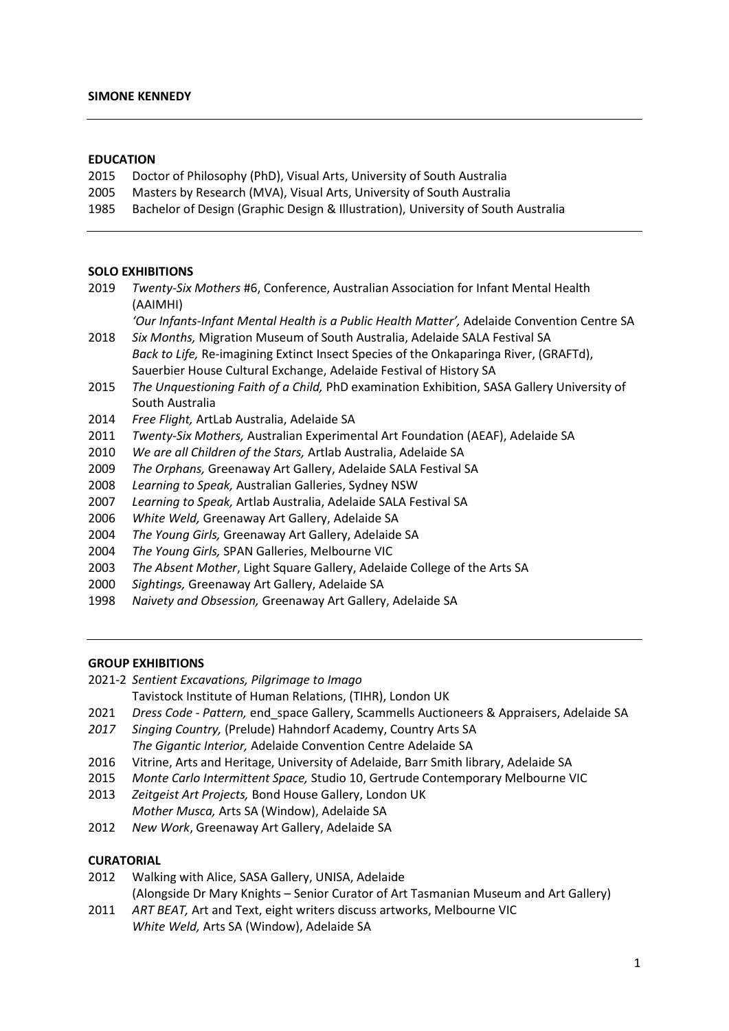**SIMONE KENNEDY**

---

**EDUCATION**

2015 Doctor of Philosophy (PhD), Visual Arts, University of South Australia
2005 Masters by Research (MVA), Visual Arts, University of South Australia
1985 Bachelor of Design (Graphic Design & Illustration), University of South Australia

---

**SOLO EXHIBITIONS**

2019 *Twenty-Six Mothers* #6, Conference, Australian Association for Infant Mental Health (AAIMHI)
*'Our Infants-Infant Mental Health is a Public Health Matter',* Adelaide Convention Centre SA
2018 *Six Months,* Migration Museum of South Australia, Adelaide SALA Festival SA
*Back to Life,* Re-imagining Extinct Insect Species of the Onkaparinga River, (GRAFTd), Sauerbier House Cultural Exchange, Adelaide Festival of History SA
2015 *The Unquestioning Faith of a Child,* PhD examination Exhibition, SASA Gallery University of South Australia
2014 *Free Flight,* ArtLab Australia, Adelaide SA
2011 *Twenty-Six Mothers,* Australian Experimental Art Foundation (AEAF), Adelaide SA
2010 *We are all Children of the Stars,* Artlab Australia, Adelaide SA
2009 *The Orphans,* Greenaway Art Gallery, Adelaide SALA Festival SA
2008 *Learning to Speak,* Australian Galleries, Sydney NSW
2007 *Learning to Speak,* Artlab Australia, Adelaide SALA Festival SA
2006 *White Weld,* Greenaway Art Gallery, Adelaide SA
2004 *The Young Girls,* Greenaway Art Gallery, Adelaide SA
2004 *The Young Girls,* SPAN Galleries, Melbourne VIC
2003 *The Absent Mother*, Light Square Gallery, Adelaide College of the Arts SA
2000 *Sightings,* Greenaway Art Gallery, Adelaide SA
1998 *Naivety and Obsession,* Greenaway Art Gallery, Adelaide SA

---

**GROUP EXHIBITIONS**

2021-2 *Sentient Excavations, Pilgrimage to Imago*
Tavistock Institute of Human Relations, (TIHR), London UK
2021 *Dress Code - Pattern,* end_space Gallery, Scammells Auctioneers & Appraisers, Adelaide SA
*2017* *Singing Country,* (Prelude) Hahndorf Academy, Country Arts SA
*The Gigantic Interior,* Adelaide Convention Centre Adelaide SA
2016 Vitrine, Arts and Heritage, University of Adelaide, Barr Smith library, Adelaide SA
2015 *Monte Carlo Intermittent Space,* Studio 10, Gertrude Contemporary Melbourne VIC
2013 *Zeitgeist Art Projects,* Bond House Gallery, London UK
*Mother Musca,* Arts SA (Window), Adelaide SA
2012 *New Work*, Greenaway Art Gallery, Adelaide SA

**CURATORIAL**

2012 Walking with Alice, SASA Gallery, UNISA, Adelaide
(Alongside Dr Mary Knights – Senior Curator of Art Tasmanian Museum and Art Gallery)
2011 *ART BEAT,* Art and Text, eight writers discuss artworks, Melbourne VIC
*White Weld,* Arts SA (Window), Adelaide SA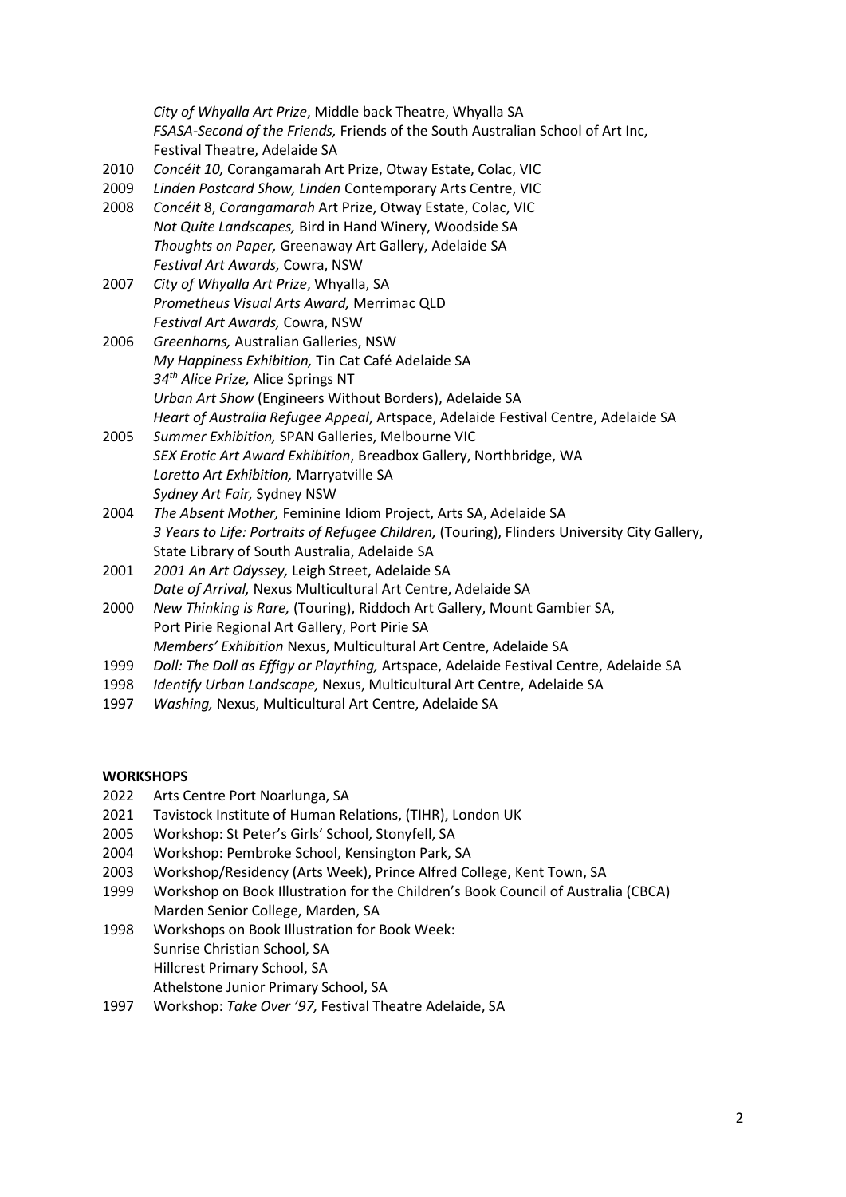| | |
|---|---|
| | *City of Whyalla Art Prize*, Middle back Theatre, Whyalla SA |
| | *FSASA-Second of the Friends,* Friends of the South Australian School of Art Inc, Festival Theatre, Adelaide SA |
| 2010 | *Concéit 10,* Corangamarah Art Prize, Otway Estate, Colac, VIC |
| 2009 | *Linden Postcard Show, Linden* Contemporary Arts Centre, VIC |
| 2008 | *Concéit* 8, *Corangamarah* Art Prize, Otway Estate, Colac, VIC |
| | *Not Quite Landscapes,* Bird in Hand Winery, Woodside SA |
| | *Thoughts on Paper,* Greenaway Art Gallery, Adelaide SA |
| | *Festival Art Awards,* Cowra, NSW |
| 2007 | *City of Whyalla Art Prize*, Whyalla, SA |
| | *Prometheus Visual Arts Award,* Merrimac QLD |
| | *Festival Art Awards,* Cowra, NSW |
| 2006 | *Greenhorns,* Australian Galleries, NSW |
| | *My Happiness Exhibition,* Tin Cat Café Adelaide SA |
| | *34th Alice Prize,* Alice Springs NT |
| | *Urban Art Show* (Engineers Without Borders), Adelaide SA |
| | *Heart of Australia Refugee Appeal*, Artspace, Adelaide Festival Centre, Adelaide SA |
| 2005 | *Summer Exhibition,* SPAN Galleries, Melbourne VIC |
| | *SEX Erotic Art Award Exhibition*, Breadbox Gallery, Northbridge, WA |
| | *Loretto Art Exhibition,* Marryatville SA |
| | *Sydney Art Fair,* Sydney NSW |
| 2004 | *The Absent Mother,* Feminine Idiom Project, Arts SA, Adelaide SA |
| | *3 Years to Life: Portraits of Refugee Children,* (Touring), Flinders University City Gallery, State Library of South Australia, Adelaide SA |
| 2001 | *2001 An Art Odyssey,* Leigh Street, Adelaide SA |
| | *Date of Arrival,* Nexus Multicultural Art Centre, Adelaide SA |
| 2000 | *New Thinking is Rare,* (Touring), Riddoch Art Gallery, Mount Gambier SA, Port Pirie Regional Art Gallery, Port Pirie SA |
| | *Members' Exhibition* Nexus, Multicultural Art Centre, Adelaide SA |
| 1999 | *Doll: The Doll as Effigy or Plaything,* Artspace, Adelaide Festival Centre, Adelaide SA |
| 1998 | *Identify Urban Landscape,* Nexus, Multicultural Art Centre, Adelaide SA |
| 1997 | *Washing,* Nexus, Multicultural Art Centre, Adelaide SA |

---

**WORKSHOPS**

| | |
|---|---|
| 2022 | Arts Centre Port Noarlunga, SA |
| 2021 | Tavistock Institute of Human Relations, (TIHR), London UK |
| 2005 | Workshop: St Peter's Girls' School, Stonyfell, SA |
| 2004 | Workshop: Pembroke School, Kensington Park, SA |
| 2003 | Workshop/Residency (Arts Week), Prince Alfred College, Kent Town, SA |
| 1999 | Workshop on Book Illustration for the Children's Book Council of Australia (CBCA) Marden Senior College, Marden, SA |
| 1998 | Workshops on Book Illustration for Book Week: |
| | Sunrise Christian School, SA |
| | Hillcrest Primary School, SA |
| | Athelstone Junior Primary School, SA |
| 1997 | Workshop: *Take Over '97,* Festival Theatre Adelaide, SA |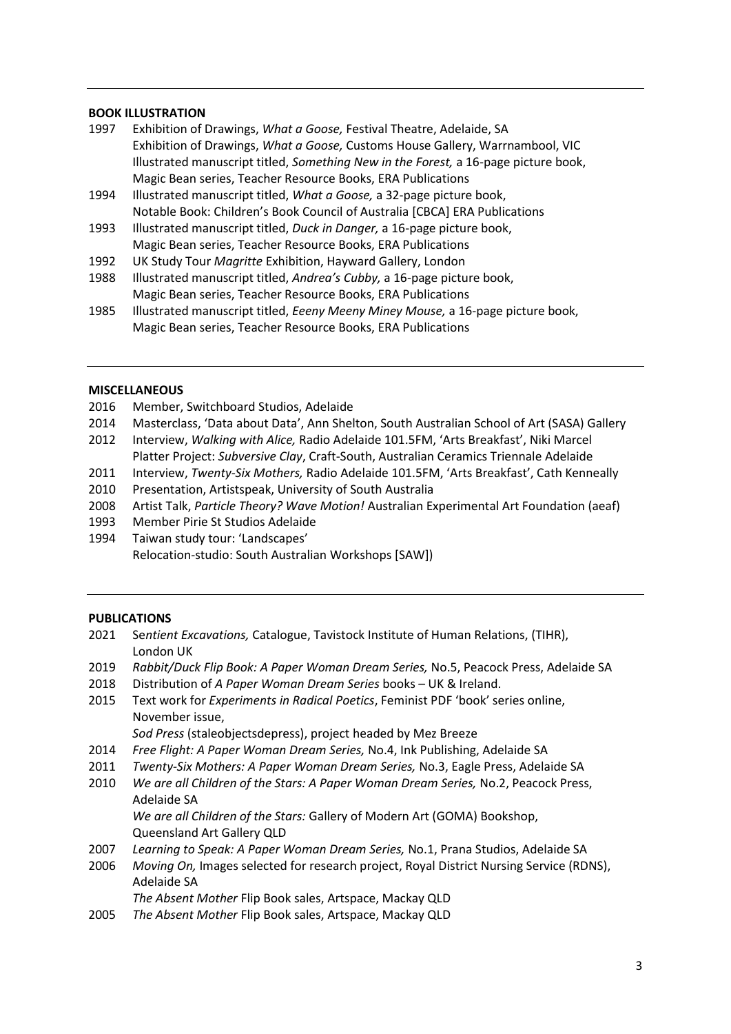## BOOK ILLUSTRATION

1997 Exhibition of Drawings, *What a Goose,* Festival Theatre, Adelaide, SA
Exhibition of Drawings, *What a Goose,* Customs House Gallery, Warrnambool, VIC
Illustrated manuscript titled, *Something New in the Forest,* a 16-page picture book, Magic Bean series, Teacher Resource Books, ERA Publications

1994 Illustrated manuscript titled, *What a Goose,* a 32-page picture book, Notable Book: Children's Book Council of Australia [CBCA] ERA Publications

1993 Illustrated manuscript titled, *Duck in Danger,* a 16-page picture book, Magic Bean series, Teacher Resource Books, ERA Publications

1992 UK Study Tour *Magritte* Exhibition, Hayward Gallery, London

1988 Illustrated manuscript titled, *Andrea's Cubby,* a 16-page picture book, Magic Bean series, Teacher Resource Books, ERA Publications

1985 Illustrated manuscript titled, *Eeeny Meeny Miney Mouse,* a 16-page picture book, Magic Bean series, Teacher Resource Books, ERA Publications

## MISCELLANEOUS

2016 Member, Switchboard Studios, Adelaide

2014 Masterclass, 'Data about Data', Ann Shelton, South Australian School of Art (SASA) Gallery

2012 Interview, *Walking with Alice,* Radio Adelaide 101.5FM, 'Arts Breakfast', Niki Marcel
Platter Project: *Subversive Clay*, Craft-South, Australian Ceramics Triennale Adelaide

2011 Interview, *Twenty-Six Mothers,* Radio Adelaide 101.5FM, 'Arts Breakfast', Cath Kenneally

2010 Presentation, Artistspeak, University of South Australia

2008 Artist Talk, *Particle Theory? Wave Motion!* Australian Experimental Art Foundation (aeaf)

1993 Member Pirie St Studios Adelaide

1994 Taiwan study tour: 'Landscapes'
Relocation-studio: South Australian Workshops [SAW])

## PUBLICATIONS

2021 Se*ntient Excavations,* Catalogue, Tavistock Institute of Human Relations, (TIHR), London UK

2019 *Rabbit/Duck Flip Book: A Paper Woman Dream Series,* No.5, Peacock Press, Adelaide SA

2018 Distribution of *A Paper Woman Dream Series* books – UK & Ireland.

2015 Text work for *Experiments in Radical Poetics*, Feminist PDF 'book' series online, November issue,
*Sod Press* (staleobjectsdepress), project headed by Mez Breeze

2014 *Free Flight: A Paper Woman Dream Series,* No.4, Ink Publishing, Adelaide SA

2011 *Twenty-Six Mothers: A Paper Woman Dream Series,* No.3, Eagle Press, Adelaide SA

2010 *We are all Children of the Stars: A Paper Woman Dream Series,* No.2, Peacock Press, Adelaide SA
*We are all Children of the Stars:* Gallery of Modern Art (GOMA) Bookshop, Queensland Art Gallery QLD

2007 *Learning to Speak: A Paper Woman Dream Series,* No.1, Prana Studios, Adelaide SA

2006 *Moving On,* Images selected for research project, Royal District Nursing Service (RDNS), Adelaide SA
*The Absent Mother* Flip Book sales, Artspace, Mackay QLD

2005 *The Absent Mother* Flip Book sales, Artspace, Mackay QLD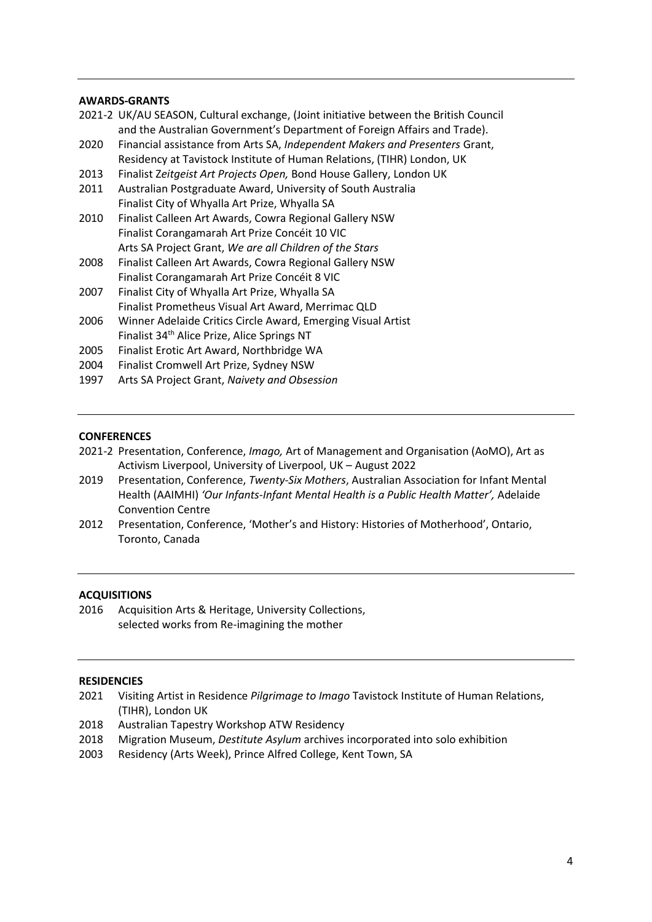## AWARDS-GRANTS

- 2021-2 UK/AU SEASON, Cultural exchange, (Joint initiative between the British Council and the Australian Government's Department of Foreign Affairs and Trade).
- 2020 Financial assistance from Arts SA, *Independent Makers and Presenters* Grant, Residency at Tavistock Institute of Human Relations, (TIHR) London, UK
- 2013 Finalist Z*eitgeist Art Projects Open,* Bond House Gallery, London UK
- 2011 Australian Postgraduate Award, University of South Australia
  Finalist City of Whyalla Art Prize, Whyalla SA
- 2010 Finalist Calleen Art Awards, Cowra Regional Gallery NSW
  Finalist Corangamarah Art Prize Concéit 10 VIC
  Arts SA Project Grant, *We are all Children of the Stars*
- 2008 Finalist Calleen Art Awards, Cowra Regional Gallery NSW
  Finalist Corangamarah Art Prize Concéit 8 VIC
- 2007 Finalist City of Whyalla Art Prize, Whyalla SA
  Finalist Prometheus Visual Art Award, Merrimac QLD
- 2006 Winner Adelaide Critics Circle Award, Emerging Visual Artist
  Finalist 34th Alice Prize, Alice Springs NT
- 2005 Finalist Erotic Art Award, Northbridge WA
- 2004 Finalist Cromwell Art Prize, Sydney NSW
- 1997 Arts SA Project Grant, *Naivety and Obsession*

## CONFERENCES

- 2021-2 Presentation, Conference, *Imago,* Art of Management and Organisation (AoMO), Art as Activism Liverpool, University of Liverpool, UK – August 2022
- 2019 Presentation, Conference, *Twenty-Six Mothers*, Australian Association for Infant Mental Health (AAIMHI) *'Our Infants-Infant Mental Health is a Public Health Matter',* Adelaide Convention Centre
- 2012 Presentation, Conference, 'Mother's and History: Histories of Motherhood', Ontario, Toronto, Canada

## ACQUISITIONS

- 2016 Acquisition Arts & Heritage, University Collections, selected works from Re-imagining the mother

## RESIDENCIES

- 2021 Visiting Artist in Residence *Pilgrimage to Imago* Tavistock Institute of Human Relations, (TIHR), London UK
- 2018 Australian Tapestry Workshop ATW Residency
- 2018 Migration Museum, *Destitute Asylum* archives incorporated into solo exhibition
- 2003 Residency (Arts Week), Prince Alfred College, Kent Town, SA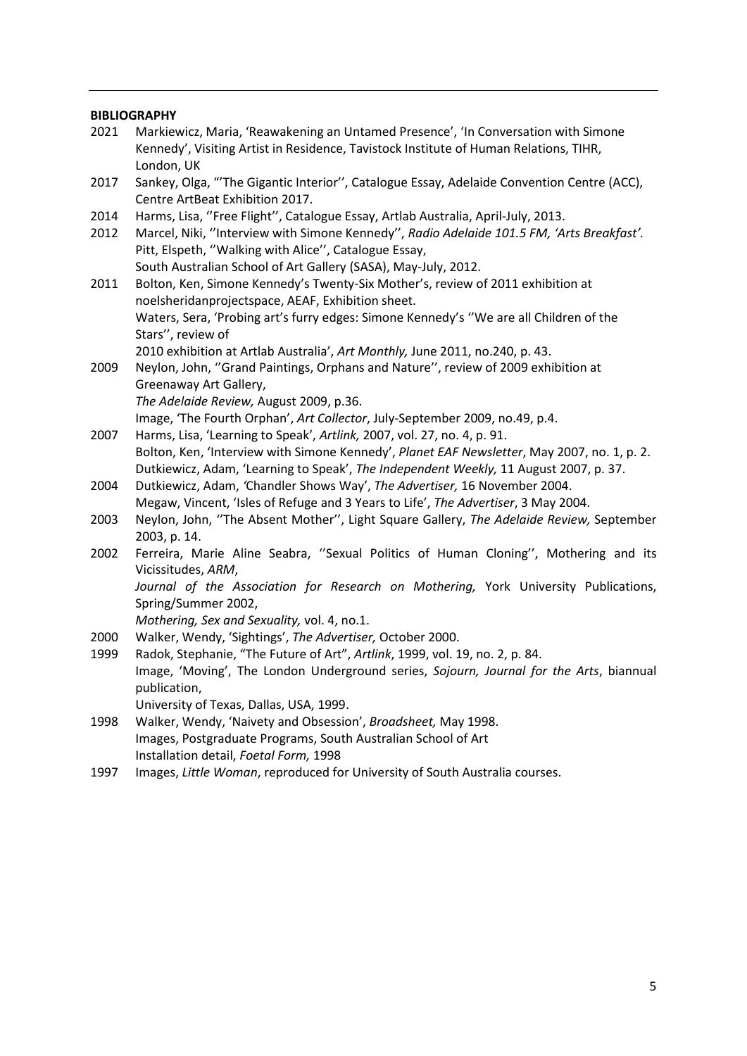**BIBLIOGRAPHY**

2021 Markiewicz, Maria, 'Reawakening an Untamed Presence', 'In Conversation with Simone Kennedy', Visiting Artist in Residence, Tavistock Institute of Human Relations, TIHR, London, UK

2017 Sankey, Olga, "'The Gigantic Interior'', Catalogue Essay, Adelaide Convention Centre (ACC), Centre ArtBeat Exhibition 2017.

2014 Harms, Lisa, ''Free Flight'', Catalogue Essay, Artlab Australia, April-July, 2013.

2012 Marcel, Niki, ''Interview with Simone Kennedy'', *Radio Adelaide 101.5 FM, 'Arts Breakfast'.*
Pitt, Elspeth, ''Walking with Alice'', Catalogue Essay,
South Australian School of Art Gallery (SASA), May-July, 2012.

2011 Bolton, Ken, Simone Kennedy's Twenty-Six Mother's, review of 2011 exhibition at noelsheridanprojectspace, AEAF, Exhibition sheet.
Waters, Sera, 'Probing art's furry edges: Simone Kennedy's ''We are all Children of the Stars'', review of
2010 exhibition at Artlab Australia', *Art Monthly,* June 2011, no.240, p. 43.

2009 Neylon, John, ''Grand Paintings, Orphans and Nature'', review of 2009 exhibition at Greenaway Art Gallery,
*The Adelaide Review,* August 2009, p.36.
Image, 'The Fourth Orphan', *Art Collector*, July-September 2009, no.49, p.4.

2007 Harms, Lisa, 'Learning to Speak', *Artlink,* 2007, vol. 27, no. 4, p. 91.
Bolton, Ken, 'Interview with Simone Kennedy', *Planet EAF Newsletter*, May 2007, no. 1, p. 2.
Dutkiewicz, Adam, 'Learning to Speak', *The Independent Weekly,* 11 August 2007, p. 37.

2004 Dutkiewicz, Adam, 'Chandler Shows Way', *The Advertiser,* 16 November 2004.
Megaw, Vincent, 'Isles of Refuge and 3 Years to Life', *The Advertiser*, 3 May 2004.

2003 Neylon, John, ''The Absent Mother'', Light Square Gallery, *The Adelaide Review,* September 2003, p. 14.

2002 Ferreira, Marie Aline Seabra, ''Sexual Politics of Human Cloning'', Mothering and its Vicissitudes, *ARM*,
*Journal of the Association for Research on Mothering,* York University Publications, Spring/Summer 2002,
*Mothering, Sex and Sexuality,* vol. 4, no.1.

2000 Walker, Wendy, 'Sightings', *The Advertiser,* October 2000.

1999 Radok, Stephanie, "The Future of Art", *Artlink*, 1999, vol. 19, no. 2, p. 84.
Image, 'Moving', The London Underground series, *Sojourn, Journal for the Arts*, biannual publication,
University of Texas, Dallas, USA, 1999.

1998 Walker, Wendy, 'Naivety and Obsession', *Broadsheet,* May 1998.
Images, Postgraduate Programs, South Australian School of Art
Installation detail, *Foetal Form,* 1998

1997 Images, *Little Woman*, reproduced for University of South Australia courses.